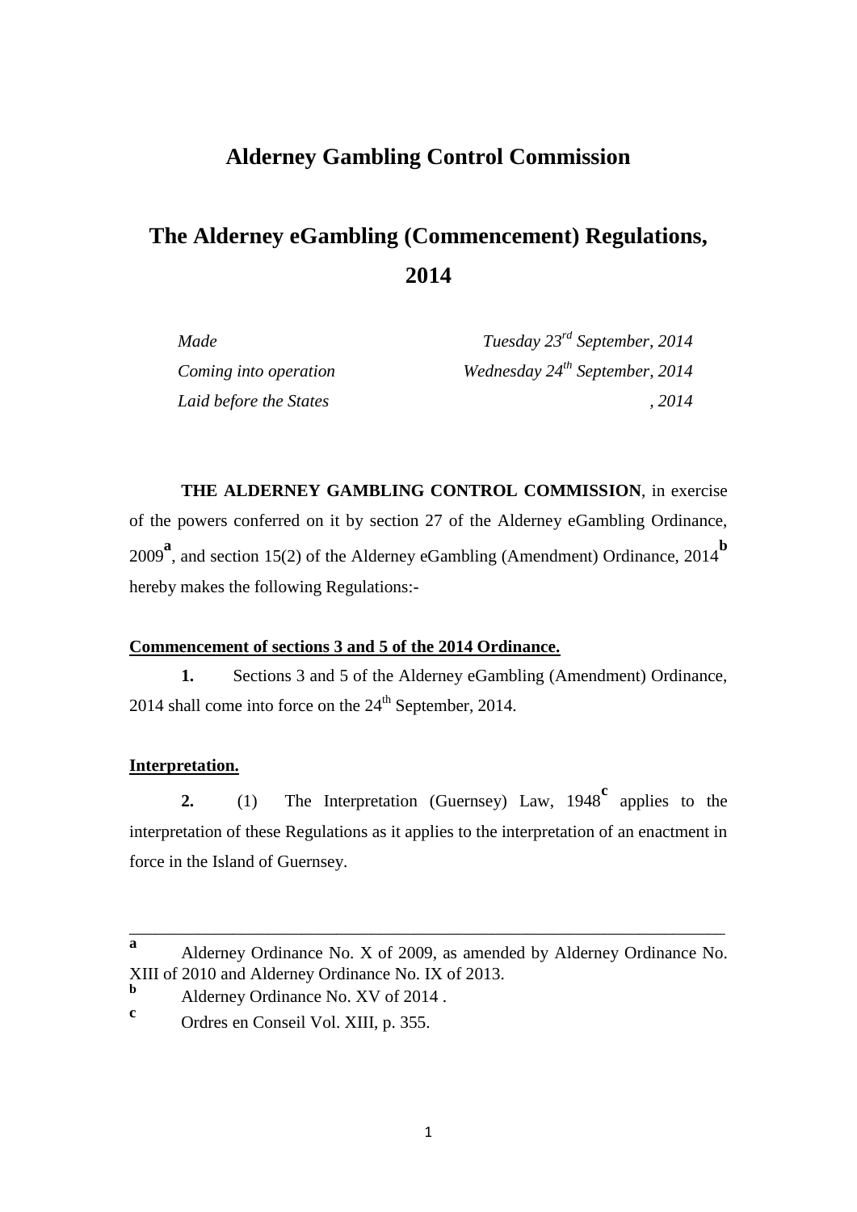# Alderney Gambling Control Commission

# The Alderney eGambling (Commencement) Regulations, 2014

| | |
|---|---|
| *Made* | *Tuesday 23rd September, 2014* |
| *Coming into operation* | *Wednesday 24th September, 2014* |
| *Laid before the States* | *, 2014* |

**THE ALDERNEY GAMBLING CONTROL COMMISSION**, in exercise of the powers conferred on it by section 27 of the Alderney eGambling Ordinance, 2009[a], and section 15(2) of the Alderney eGambling (Amendment) Ordinance, 2014[b] hereby makes the following Regulations:-

**Commencement of sections 3 and 5 of the 2014 Ordinance.**

**1.** Sections 3 and 5 of the Alderney eGambling (Amendment) Ordinance, 2014 shall come into force on the 24th September, 2014.

**Interpretation.**

**2.** (1) The Interpretation (Guernsey) Law, 1948[c] applies to the interpretation of these Regulations as it applies to the interpretation of an enactment in force in the Island of Guernsey.

---

[a] Alderney Ordinance No. X of 2009, as amended by Alderney Ordinance No. XIII of 2010 and Alderney Ordinance No. IX of 2013.

[b] Alderney Ordinance No. XV of 2014 .

[c] Ordres en Conseil Vol. XIII, p. 355.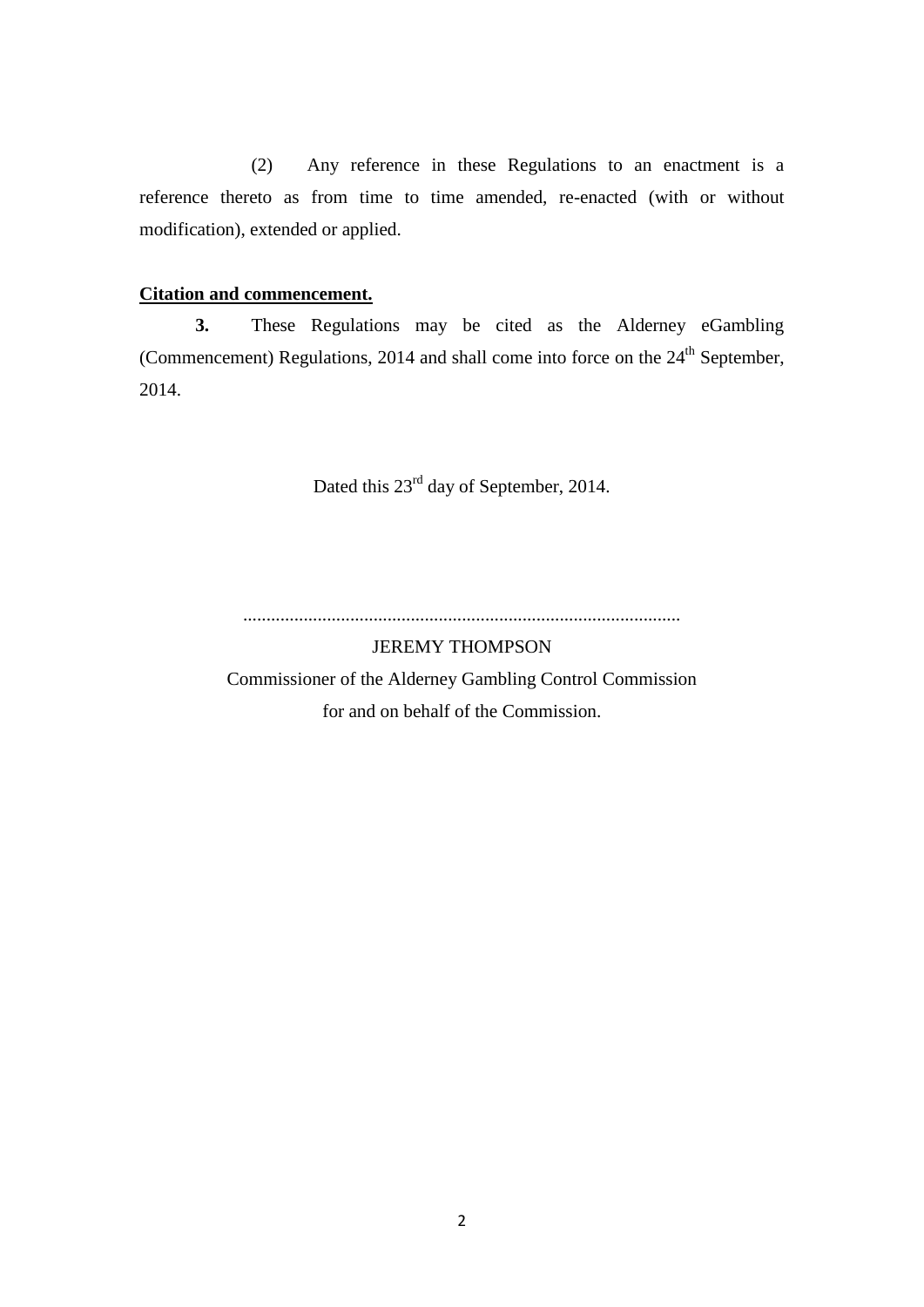(2) Any reference in these Regulations to an enactment is a reference thereto as from time to time amended, re-enacted (with or without modification), extended or applied.

**Citation and commencement.**

**3.** These Regulations may be cited as the Alderney eGambling (Commencement) Regulations, 2014 and shall come into force on the 24th September, 2014.

Dated this 23rd day of September, 2014.

..............................................................................................

JEREMY THOMPSON

Commissioner of the Alderney Gambling Control Commission

for and on behalf of the Commission.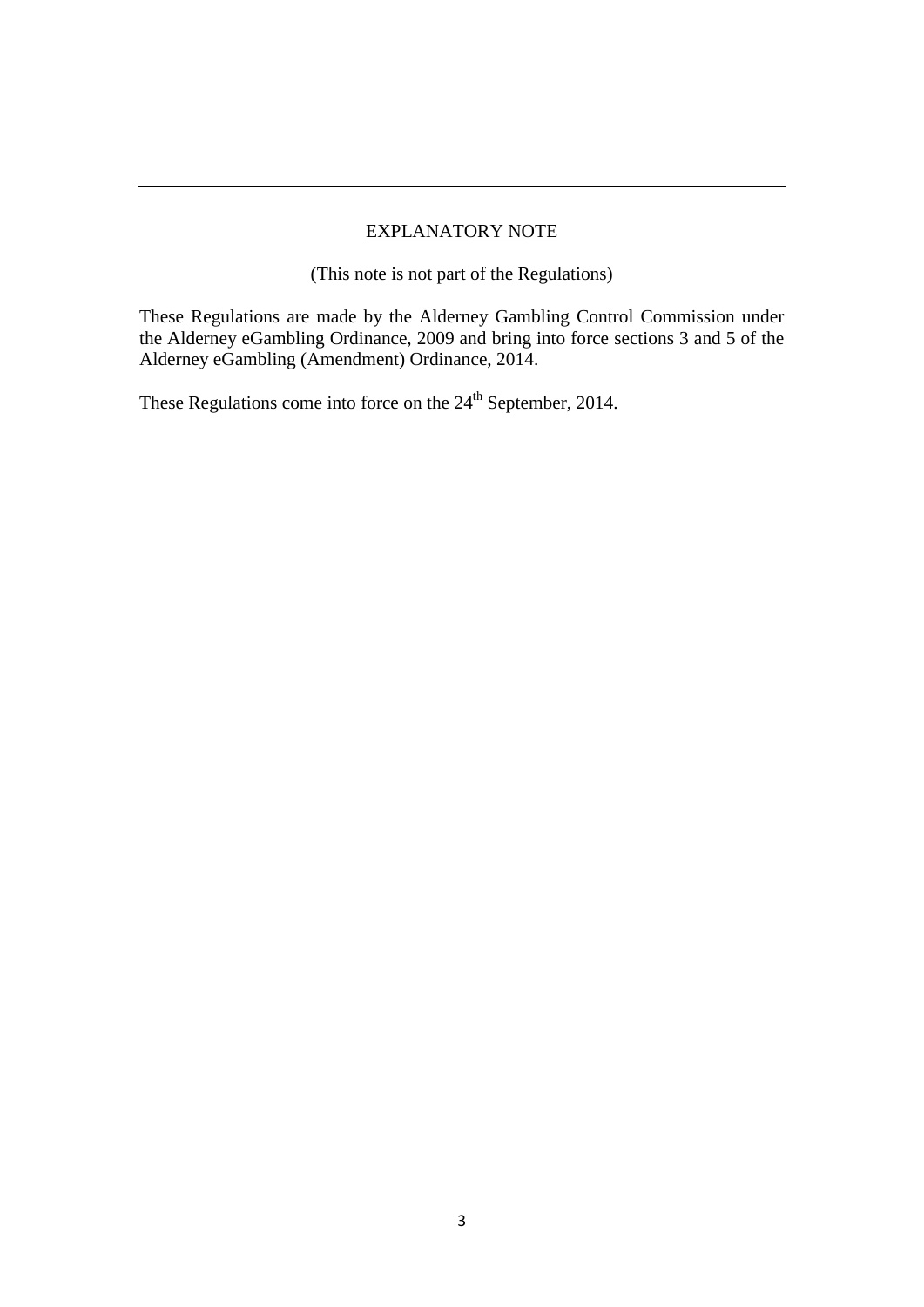---

## EXPLANATORY NOTE

(This note is not part of the Regulations)

These Regulations are made by the Alderney Gambling Control Commission under the Alderney eGambling Ordinance, 2009 and bring into force sections 3 and 5 of the Alderney eGambling (Amendment) Ordinance, 2014.

These Regulations come into force on the 24th September, 2014.